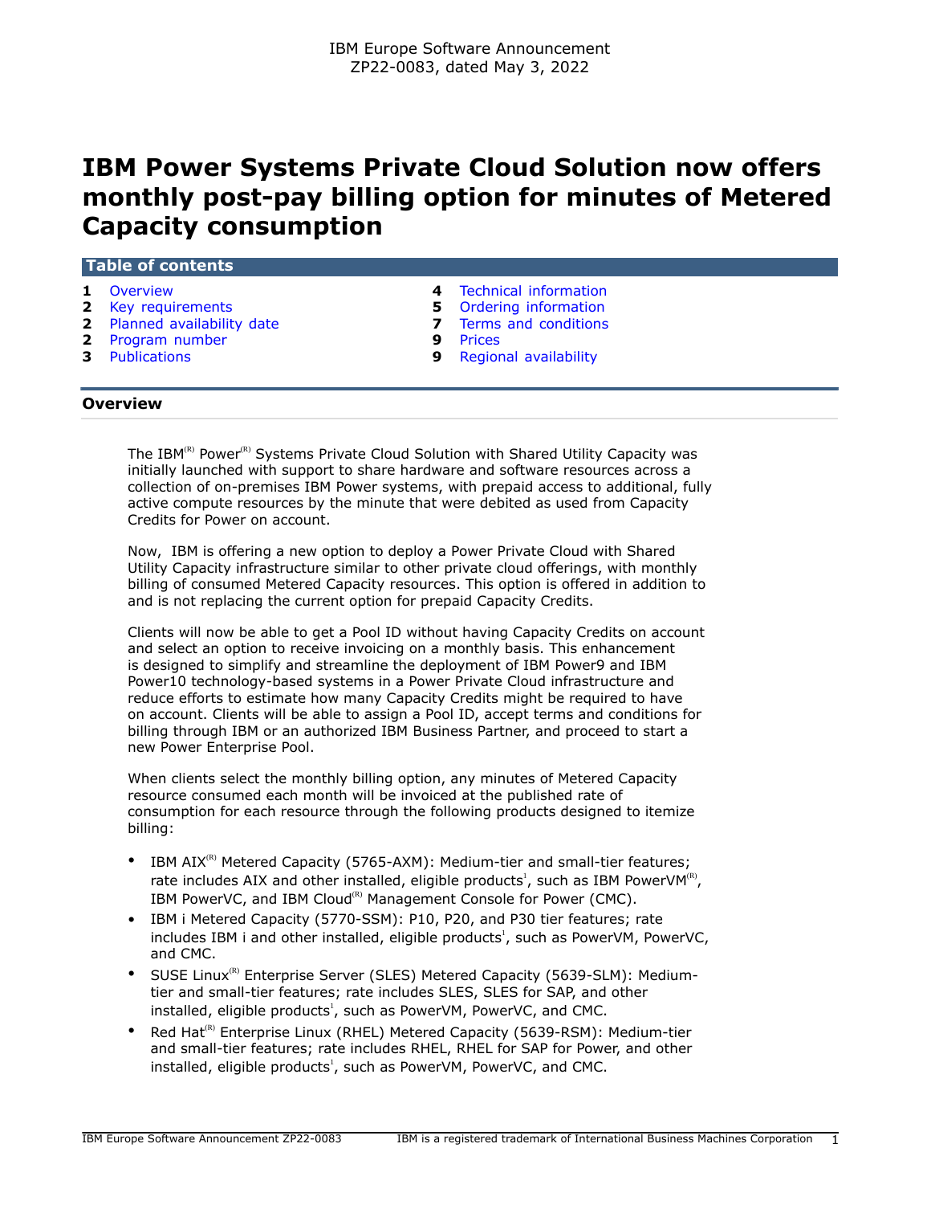IBM Europe Software Announcement
ZP22-0083, dated May 3, 2022

# IBM Power Systems Private Cloud Solution now offers monthly post-pay billing option for minutes of Metered Capacity consumption

## Table of contents

- 1 Overview
- 2 Key requirements
- 2 Planned availability date
- 2 Program number
- 3 Publications
- 4 Technical information
- 5 Ordering information
- 7 Terms and conditions
- 9 Prices
- 9 Regional availability

## Overview

The IBM(R) Power(R) Systems Private Cloud Solution with Shared Utility Capacity was initially launched with support to share hardware and software resources across a collection of on-premises IBM Power systems, with prepaid access to additional, fully active compute resources by the minute that were debited as used from Capacity Credits for Power on account.

Now, IBM is offering a new option to deploy a Power Private Cloud with Shared Utility Capacity infrastructure similar to other private cloud offerings, with monthly billing of consumed Metered Capacity resources. This option is offered in addition to and is not replacing the current option for prepaid Capacity Credits.

Clients will now be able to get a Pool ID without having Capacity Credits on account and select an option to receive invoicing on a monthly basis. This enhancement is designed to simplify and streamline the deployment of IBM Power9 and IBM Power10 technology-based systems in a Power Private Cloud infrastructure and reduce efforts to estimate how many Capacity Credits might be required to have on account. Clients will be able to assign a Pool ID, accept terms and conditions for billing through IBM or an authorized IBM Business Partner, and proceed to start a new Power Enterprise Pool.

When clients select the monthly billing option, any minutes of Metered Capacity resource consumed each month will be invoiced at the published rate of consumption for each resource through the following products designed to itemize billing:

- IBM AIX(R) Metered Capacity (5765-AXM): Medium-tier and small-tier features; rate includes AIX and other installed, eligible products[1], such as IBM PowerVM(R), IBM PowerVC, and IBM Cloud(R) Management Console for Power (CMC).
- IBM i Metered Capacity (5770-SSM): P10, P20, and P30 tier features; rate includes IBM i and other installed, eligible products[1], such as PowerVM, PowerVC, and CMC.
- SUSE Linux(R) Enterprise Server (SLES) Metered Capacity (5639-SLM): Medium-tier and small-tier features; rate includes SLES, SLES for SAP, and other installed, eligible products[1], such as PowerVM, PowerVC, and CMC.
- Red Hat(R) Enterprise Linux (RHEL) Metered Capacity (5639-RSM): Medium-tier and small-tier features; rate includes RHEL, RHEL for SAP for Power, and other installed, eligible products[1], such as PowerVM, PowerVC, and CMC.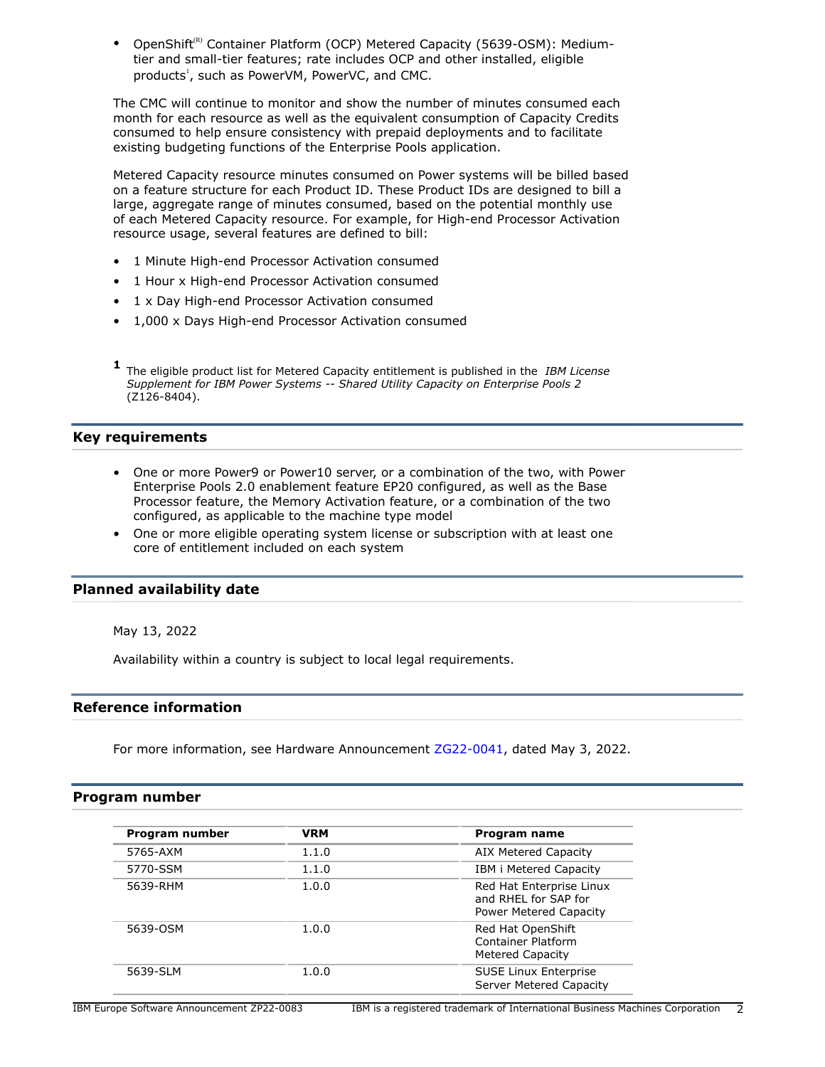- OpenShift(R) Container Platform (OCP) Metered Capacity (5639-OSM): Medium-tier and small-tier features; rate includes OCP and other installed, eligible products[1], such as PowerVM, PowerVC, and CMC.

The CMC will continue to monitor and show the number of minutes consumed each month for each resource as well as the equivalent consumption of Capacity Credits consumed to help ensure consistency with prepaid deployments and to facilitate existing budgeting functions of the Enterprise Pools application.

Metered Capacity resource minutes consumed on Power systems will be billed based on a feature structure for each Product ID. These Product IDs are designed to bill a large, aggregate range of minutes consumed, based on the potential monthly use of each Metered Capacity resource. For example, for High-end Processor Activation resource usage, several features are defined to bill:

- 1 Minute High-end Processor Activation consumed
- 1 Hour x High-end Processor Activation consumed
- 1 x Day High-end Processor Activation consumed
- 1,000 x Days High-end Processor Activation consumed

**1** The eligible product list for Metered Capacity entitlement is published in the *IBM License Supplement for IBM Power Systems -- Shared Utility Capacity on Enterprise Pools 2* (Z126-8404).

## Key requirements

- One or more Power9 or Power10 server, or a combination of the two, with Power Enterprise Pools 2.0 enablement feature EP20 configured, as well as the Base Processor feature, the Memory Activation feature, or a combination of the two configured, as applicable to the machine type model
- One or more eligible operating system license or subscription with at least one core of entitlement included on each system

## Planned availability date

May 13, 2022

Availability within a country is subject to local legal requirements.

## Reference information

For more information, see Hardware Announcement ZG22-0041, dated May 3, 2022.

## Program number

| Program number | VRM | Program name |
|---|---|---|
| 5765-AXM | 1.1.0 | AIX Metered Capacity |
| 5770-SSM | 1.1.0 | IBM i Metered Capacity |
| 5639-RHM | 1.0.0 | Red Hat Enterprise Linux and RHEL for SAP for Power Metered Capacity |
| 5639-OSM | 1.0.0 | Red Hat OpenShift Container Platform Metered Capacity |
| 5639-SLM | 1.0.0 | SUSE Linux Enterprise Server Metered Capacity |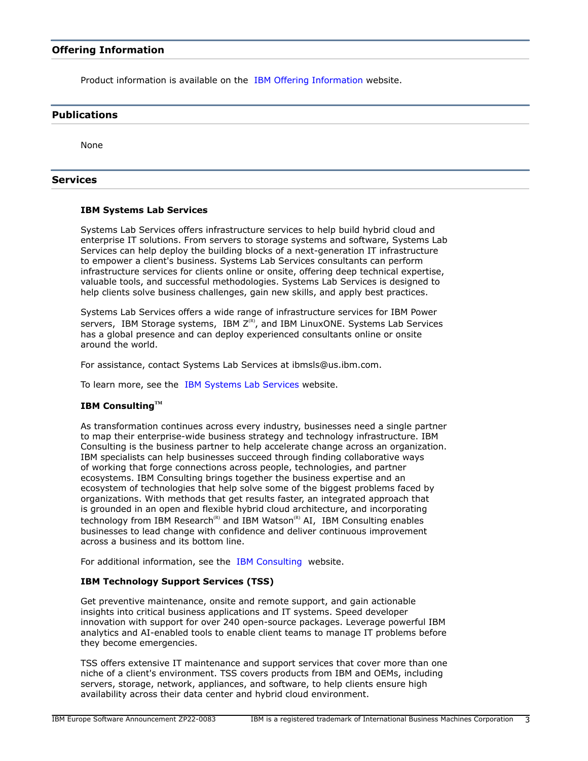## Offering Information

Product information is available on the IBM Offering Information website.

## Publications

None

## Services

### IBM Systems Lab Services

Systems Lab Services offers infrastructure services to help build hybrid cloud and enterprise IT solutions. From servers to storage systems and software, Systems Lab Services can help deploy the building blocks of a next-generation IT infrastructure to empower a client's business. Systems Lab Services consultants can perform infrastructure services for clients online or onsite, offering deep technical expertise, valuable tools, and successful methodologies. Systems Lab Services is designed to help clients solve business challenges, gain new skills, and apply best practices.

Systems Lab Services offers a wide range of infrastructure services for IBM Power servers, IBM Storage systems, IBM Z(R), and IBM LinuxONE. Systems Lab Services has a global presence and can deploy experienced consultants online or onsite around the world.

For assistance, contact Systems Lab Services at ibmsls@us.ibm.com.

To learn more, see the IBM Systems Lab Services website.

### IBM Consulting™

As transformation continues across every industry, businesses need a single partner to map their enterprise-wide business strategy and technology infrastructure. IBM Consulting is the business partner to help accelerate change across an organization. IBM specialists can help businesses succeed through finding collaborative ways of working that forge connections across people, technologies, and partner ecosystems. IBM Consulting brings together the business expertise and an ecosystem of technologies that help solve some of the biggest problems faced by organizations. With methods that get results faster, an integrated approach that is grounded in an open and flexible hybrid cloud architecture, and incorporating technology from IBM Research(R) and IBM Watson(R) AI, IBM Consulting enables businesses to lead change with confidence and deliver continuous improvement across a business and its bottom line.

For additional information, see the IBM Consulting website.

### IBM Technology Support Services (TSS)

Get preventive maintenance, onsite and remote support, and gain actionable insights into critical business applications and IT systems. Speed developer innovation with support for over 240 open-source packages. Leverage powerful IBM analytics and AI-enabled tools to enable client teams to manage IT problems before they become emergencies.

TSS offers extensive IT maintenance and support services that cover more than one niche of a client's environment. TSS covers products from IBM and OEMs, including servers, storage, network, appliances, and software, to help clients ensure high availability across their data center and hybrid cloud environment.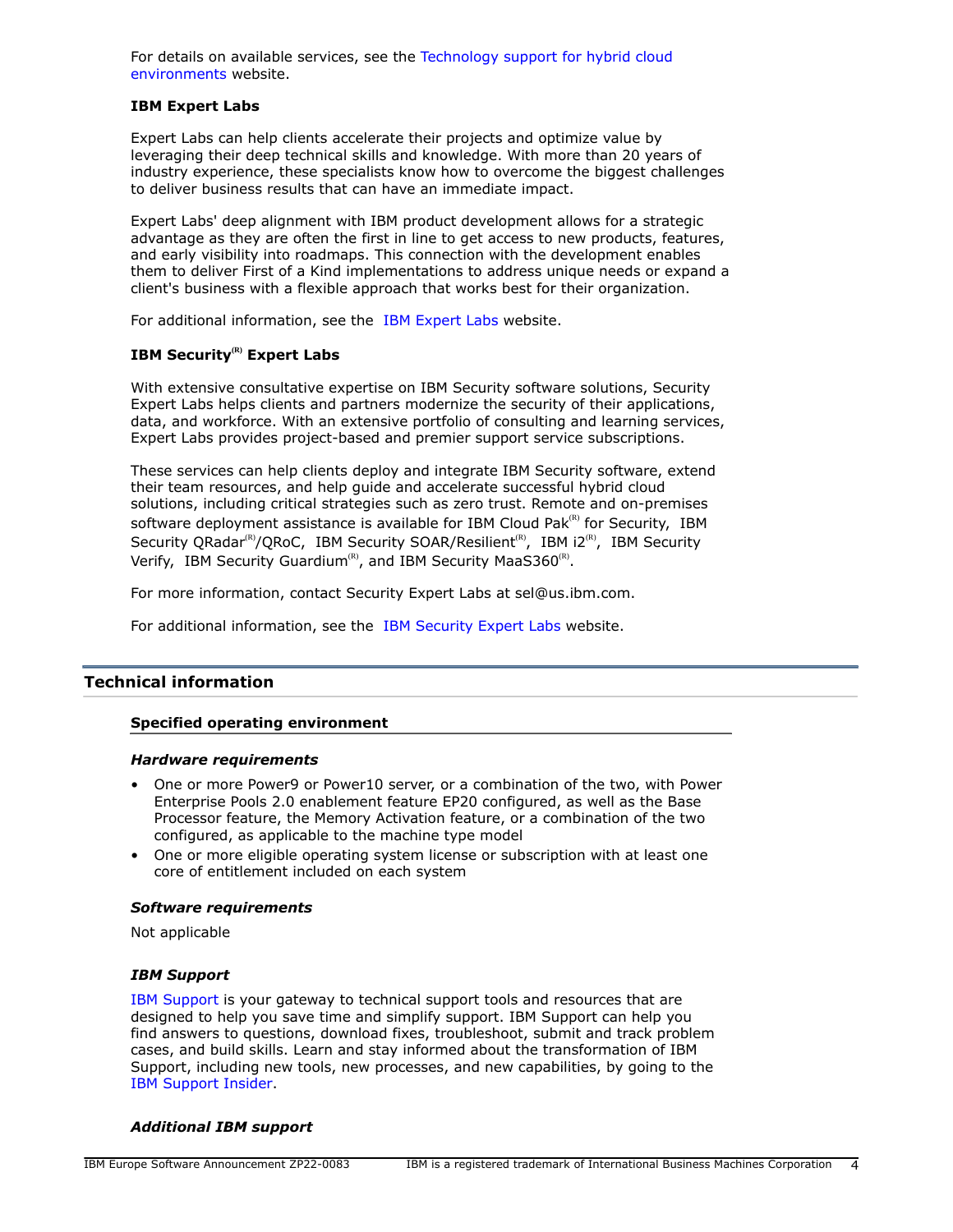For details on available services, see the Technology support for hybrid cloud environments website.

**IBM Expert Labs**

Expert Labs can help clients accelerate their projects and optimize value by leveraging their deep technical skills and knowledge. With more than 20 years of industry experience, these specialists know how to overcome the biggest challenges to deliver business results that can have an immediate impact.

Expert Labs' deep alignment with IBM product development allows for a strategic advantage as they are often the first in line to get access to new products, features, and early visibility into roadmaps. This connection with the development enables them to deliver First of a Kind implementations to address unique needs or expand a client's business with a flexible approach that works best for their organization.

For additional information, see the IBM Expert Labs website.

**IBM Security(R) Expert Labs**

With extensive consultative expertise on IBM Security software solutions, Security Expert Labs helps clients and partners modernize the security of their applications, data, and workforce. With an extensive portfolio of consulting and learning services, Expert Labs provides project-based and premier support service subscriptions.

These services can help clients deploy and integrate IBM Security software, extend their team resources, and help guide and accelerate successful hybrid cloud solutions, including critical strategies such as zero trust. Remote and on-premises software deployment assistance is available for IBM Cloud Pak(R) for Security, IBM Security QRadar(R)/QRoC, IBM Security SOAR/Resilient(R), IBM i2(R), IBM Security Verify, IBM Security Guardium(R), and IBM Security MaaS360(R).

For more information, contact Security Expert Labs at sel@us.ibm.com.

For additional information, see the IBM Security Expert Labs website.

## Technical information

### Specified operating environment

***Hardware requirements***

- One or more Power9 or Power10 server, or a combination of the two, with Power Enterprise Pools 2.0 enablement feature EP20 configured, as well as the Base Processor feature, the Memory Activation feature, or a combination of the two configured, as applicable to the machine type model
- One or more eligible operating system license or subscription with at least one core of entitlement included on each system

***Software requirements***

Not applicable

***IBM Support***

IBM Support is your gateway to technical support tools and resources that are designed to help you save time and simplify support. IBM Support can help you find answers to questions, download fixes, troubleshoot, submit and track problem cases, and build skills. Learn and stay informed about the transformation of IBM Support, including new tools, new processes, and new capabilities, by going to the IBM Support Insider.

***Additional IBM support***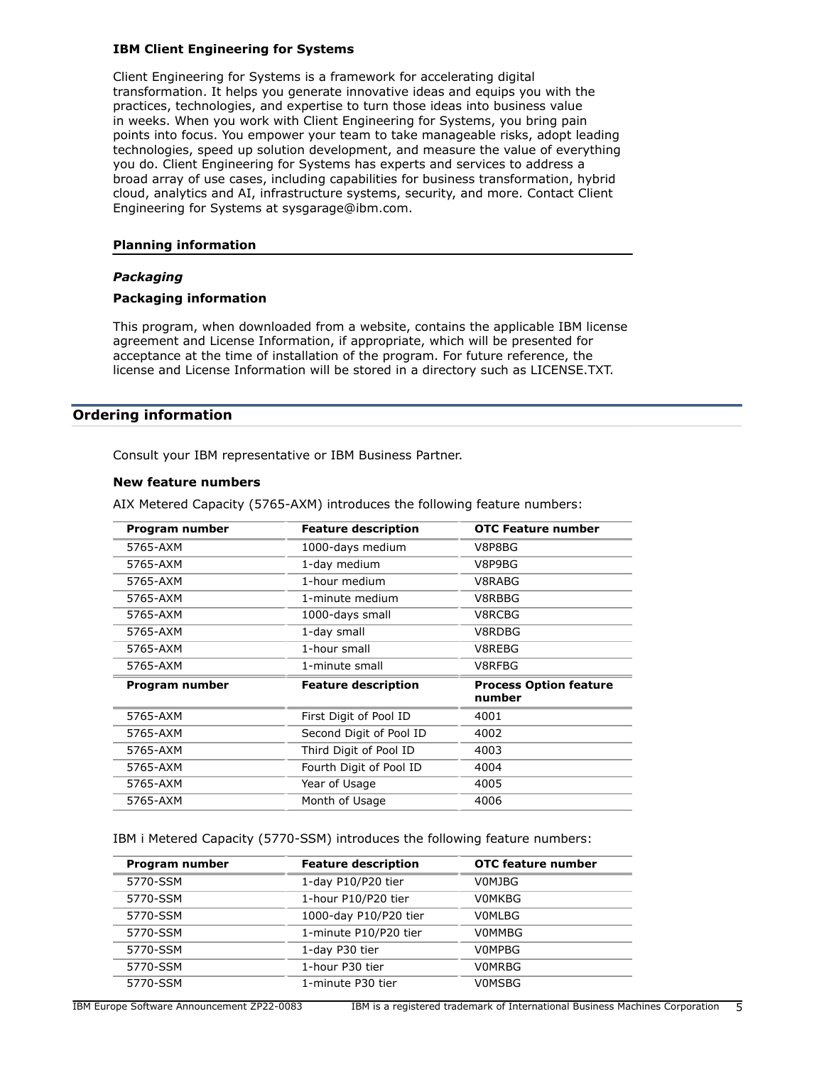### IBM Client Engineering for Systems

Client Engineering for Systems is a framework for accelerating digital transformation. It helps you generate innovative ideas and equips you with the practices, technologies, and expertise to turn those ideas into business value in weeks. When you work with Client Engineering for Systems, you bring pain points into focus. You empower your team to take manageable risks, adopt leading technologies, speed up solution development, and measure the value of everything you do. Client Engineering for Systems has experts and services to address a broad array of use cases, including capabilities for business transformation, hybrid cloud, analytics and AI, infrastructure systems, security, and more. Contact Client Engineering for Systems at sysgarage@ibm.com.

## Planning information

### *Packaging*

### Packaging information

This program, when downloaded from a website, contains the applicable IBM license agreement and License Information, if appropriate, which will be presented for acceptance at the time of installation of the program. For future reference, the license and License Information will be stored in a directory such as LICENSE.TXT.

## Ordering information

Consult your IBM representative or IBM Business Partner.

### New feature numbers

AIX Metered Capacity (5765-AXM) introduces the following feature numbers:

| Program number | Feature description | OTC Feature number |
|---|---|---|
| 5765-AXM | 1000-days medium | V8P8BG |
| 5765-AXM | 1-day medium | V8P9BG |
| 5765-AXM | 1-hour medium | V8RABG |
| 5765-AXM | 1-minute medium | V8RBBG |
| 5765-AXM | 1000-days small | V8RCBG |
| 5765-AXM | 1-day small | V8RDBG |
| 5765-AXM | 1-hour small | V8REBG |
| 5765-AXM | 1-minute small | V8RFBG |
| **Program number** | **Feature description** | **Process Option feature number** |
| 5765-AXM | First Digit of Pool ID | 4001 |
| 5765-AXM | Second Digit of Pool ID | 4002 |
| 5765-AXM | Third Digit of Pool ID | 4003 |
| 5765-AXM | Fourth Digit of Pool ID | 4004 |
| 5765-AXM | Year of Usage | 4005 |
| 5765-AXM | Month of Usage | 4006 |

IBM i Metered Capacity (5770-SSM) introduces the following feature numbers:

| Program number | Feature description | OTC feature number |
|---|---|---|
| 5770-SSM | 1-day P10/P20 tier | V0MJBG |
| 5770-SSM | 1-hour P10/P20 tier | V0MKBG |
| 5770-SSM | 1000-day P10/P20 tier | V0MLBG |
| 5770-SSM | 1-minute P10/P20 tier | V0MMBG |
| 5770-SSM | 1-day P30 tier | V0MPBG |
| 5770-SSM | 1-hour P30 tier | V0MRBG |
| 5770-SSM | 1-minute P30 tier | V0MSBG |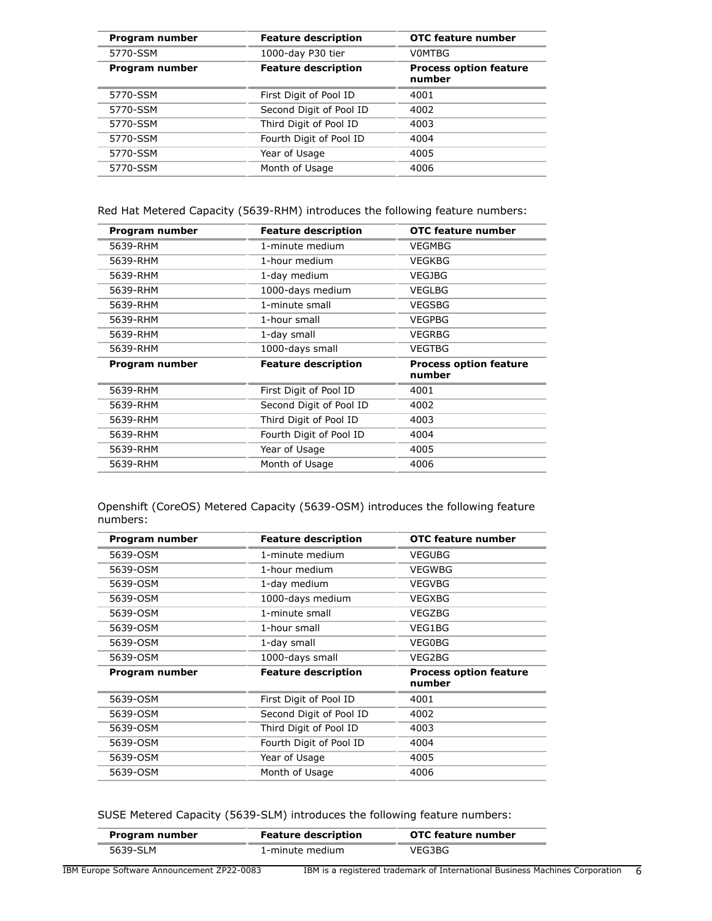| Program number | Feature description | OTC feature number |
|---|---|---|
| 5770-SSM | 1000-day P30 tier | V0MTBG |
| **Program number** | **Feature description** | **Process option feature number** |
| 5770-SSM | First Digit of Pool ID | 4001 |
| 5770-SSM | Second Digit of Pool ID | 4002 |
| 5770-SSM | Third Digit of Pool ID | 4003 |
| 5770-SSM | Fourth Digit of Pool ID | 4004 |
| 5770-SSM | Year of Usage | 4005 |
| 5770-SSM | Month of Usage | 4006 |

Red Hat Metered Capacity (5639-RHM) introduces the following feature numbers:

| Program number | Feature description | OTC feature number |
|---|---|---|
| 5639-RHM | 1-minute medium | VEGMBG |
| 5639-RHM | 1-hour medium | VEGKBG |
| 5639-RHM | 1-day medium | VEGJBG |
| 5639-RHM | 1000-days medium | VEGLBG |
| 5639-RHM | 1-minute small | VEGSBG |
| 5639-RHM | 1-hour small | VEGPBG |
| 5639-RHM | 1-day small | VEGRBG |
| 5639-RHM | 1000-days small | VEGTBG |
| **Program number** | **Feature description** | **Process option feature number** |
| 5639-RHM | First Digit of Pool ID | 4001 |
| 5639-RHM | Second Digit of Pool ID | 4002 |
| 5639-RHM | Third Digit of Pool ID | 4003 |
| 5639-RHM | Fourth Digit of Pool ID | 4004 |
| 5639-RHM | Year of Usage | 4005 |
| 5639-RHM | Month of Usage | 4006 |

Openshift (CoreOS) Metered Capacity (5639-OSM) introduces the following feature numbers:

| Program number | Feature description | OTC feature number |
|---|---|---|
| 5639-OSM | 1-minute medium | VEGUBG |
| 5639-OSM | 1-hour medium | VEGWBG |
| 5639-OSM | 1-day medium | VEGVBG |
| 5639-OSM | 1000-days medium | VEGXBG |
| 5639-OSM | 1-minute small | VEGZBG |
| 5639-OSM | 1-hour small | VEG1BG |
| 5639-OSM | 1-day small | VEG0BG |
| 5639-OSM | 1000-days small | VEG2BG |
| **Program number** | **Feature description** | **Process option feature number** |
| 5639-OSM | First Digit of Pool ID | 4001 |
| 5639-OSM | Second Digit of Pool ID | 4002 |
| 5639-OSM | Third Digit of Pool ID | 4003 |
| 5639-OSM | Fourth Digit of Pool ID | 4004 |
| 5639-OSM | Year of Usage | 4005 |
| 5639-OSM | Month of Usage | 4006 |

SUSE Metered Capacity (5639-SLM) introduces the following feature numbers:

| Program number | Feature description | OTC feature number |
|---|---|---|
| 5639-SLM | 1-minute medium | VEG3BG |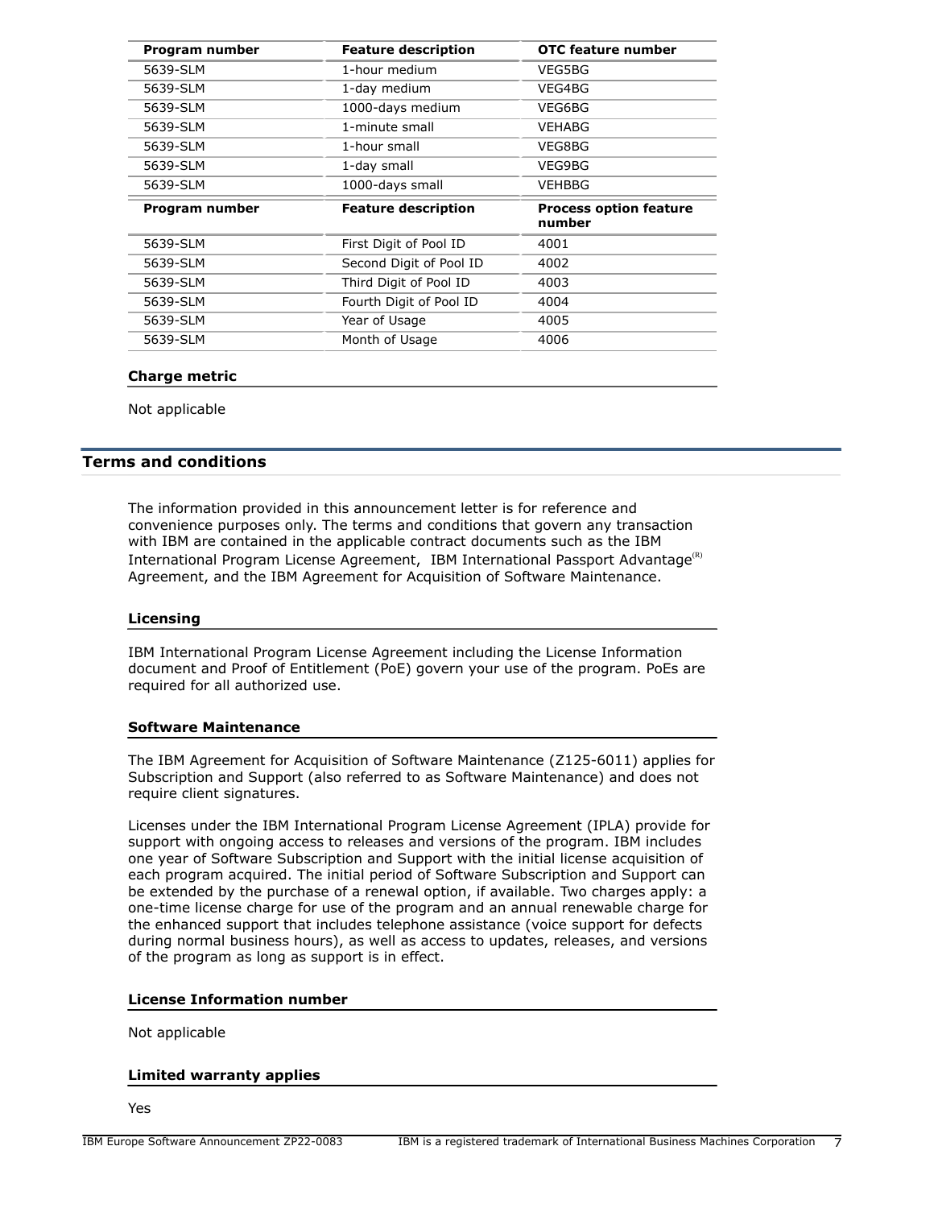| Program number | Feature description | OTC feature number |
| --- | --- | --- |
| 5639-SLM | 1-hour medium | VEG5BG |
| 5639-SLM | 1-day medium | VEG4BG |
| 5639-SLM | 1000-days medium | VEG6BG |
| 5639-SLM | 1-minute small | VEHABG |
| 5639-SLM | 1-hour small | VEG8BG |
| 5639-SLM | 1-day small | VEG9BG |
| 5639-SLM | 1000-days small | VEHBBG |

| Program number | Feature description | Process option feature number |
| --- | --- | --- |
| 5639-SLM | First Digit of Pool ID | 4001 |
| 5639-SLM | Second Digit of Pool ID | 4002 |
| 5639-SLM | Third Digit of Pool ID | 4003 |
| 5639-SLM | Fourth Digit of Pool ID | 4004 |
| 5639-SLM | Year of Usage | 4005 |
| 5639-SLM | Month of Usage | 4006 |

### Charge metric

Not applicable

## Terms and conditions

The information provided in this announcement letter is for reference and convenience purposes only. The terms and conditions that govern any transaction with IBM are contained in the applicable contract documents such as the IBM International Program License Agreement, IBM International Passport Advantage(R) Agreement, and the IBM Agreement for Acquisition of Software Maintenance.

### Licensing

IBM International Program License Agreement including the License Information document and Proof of Entitlement (PoE) govern your use of the program. PoEs are required for all authorized use.

### Software Maintenance

The IBM Agreement for Acquisition of Software Maintenance (Z125-6011) applies for Subscription and Support (also referred to as Software Maintenance) and does not require client signatures.

Licenses under the IBM International Program License Agreement (IPLA) provide for support with ongoing access to releases and versions of the program. IBM includes one year of Software Subscription and Support with the initial license acquisition of each program acquired. The initial period of Software Subscription and Support can be extended by the purchase of a renewal option, if available. Two charges apply: a one-time license charge for use of the program and an annual renewable charge for the enhanced support that includes telephone assistance (voice support for defects during normal business hours), as well as access to updates, releases, and versions of the program as long as support is in effect.

### License Information number

Not applicable

### Limited warranty applies

Yes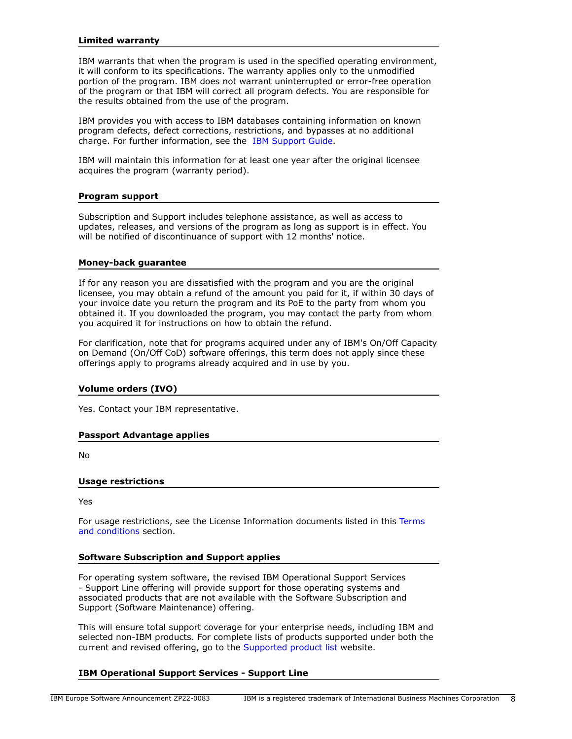### Limited warranty

IBM warrants that when the program is used in the specified operating environment, it will conform to its specifications. The warranty applies only to the unmodified portion of the program. IBM does not warrant uninterrupted or error-free operation of the program or that IBM will correct all program defects. You are responsible for the results obtained from the use of the program.

IBM provides you with access to IBM databases containing information on known program defects, defect corrections, restrictions, and bypasses at no additional charge. For further information, see the IBM Support Guide.

IBM will maintain this information for at least one year after the original licensee acquires the program (warranty period).

### Program support

Subscription and Support includes telephone assistance, as well as access to updates, releases, and versions of the program as long as support is in effect. You will be notified of discontinuance of support with 12 months' notice.

### Money-back guarantee

If for any reason you are dissatisfied with the program and you are the original licensee, you may obtain a refund of the amount you paid for it, if within 30 days of your invoice date you return the program and its PoE to the party from whom you obtained it. If you downloaded the program, you may contact the party from whom you acquired it for instructions on how to obtain the refund.

For clarification, note that for programs acquired under any of IBM's On/Off Capacity on Demand (On/Off CoD) software offerings, this term does not apply since these offerings apply to programs already acquired and in use by you.

### Volume orders (IVO)

Yes. Contact your IBM representative.

### Passport Advantage applies

No

### Usage restrictions

Yes

For usage restrictions, see the License Information documents listed in this Terms and conditions section.

### Software Subscription and Support applies

For operating system software, the revised IBM Operational Support Services - Support Line offering will provide support for those operating systems and associated products that are not available with the Software Subscription and Support (Software Maintenance) offering.

This will ensure total support coverage for your enterprise needs, including IBM and selected non-IBM products. For complete lists of products supported under both the current and revised offering, go to the Supported product list website.

### IBM Operational Support Services - Support Line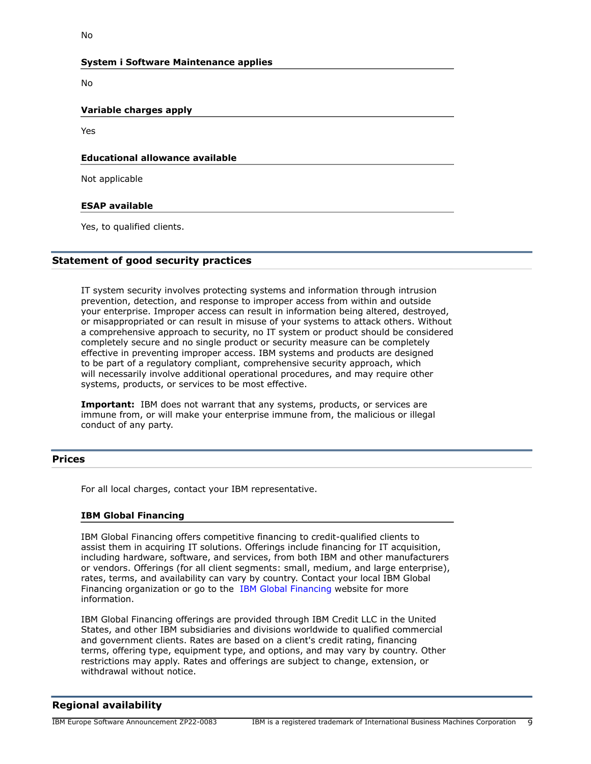No

### System i Software Maintenance applies

No

### Variable charges apply

Yes

### Educational allowance available

Not applicable

### ESAP available

Yes, to qualified clients.

## Statement of good security practices

IT system security involves protecting systems and information through intrusion prevention, detection, and response to improper access from within and outside your enterprise. Improper access can result in information being altered, destroyed, or misappropriated or can result in misuse of your systems to attack others. Without a comprehensive approach to security, no IT system or product should be considered completely secure and no single product or security measure can be completely effective in preventing improper access. IBM systems and products are designed to be part of a regulatory compliant, comprehensive security approach, which will necessarily involve additional operational procedures, and may require other systems, products, or services to be most effective.

**Important:** IBM does not warrant that any systems, products, or services are immune from, or will make your enterprise immune from, the malicious or illegal conduct of any party.

## Prices

For all local charges, contact your IBM representative.

### IBM Global Financing

IBM Global Financing offers competitive financing to credit-qualified clients to assist them in acquiring IT solutions. Offerings include financing for IT acquisition, including hardware, software, and services, from both IBM and other manufacturers or vendors. Offerings (for all client segments: small, medium, and large enterprise), rates, terms, and availability can vary by country. Contact your local IBM Global Financing organization or go to the IBM Global Financing website for more information.

IBM Global Financing offerings are provided through IBM Credit LLC in the United States, and other IBM subsidiaries and divisions worldwide to qualified commercial and government clients. Rates are based on a client's credit rating, financing terms, offering type, equipment type, and options, and may vary by country. Other restrictions may apply. Rates and offerings are subject to change, extension, or withdrawal without notice.

## Regional availability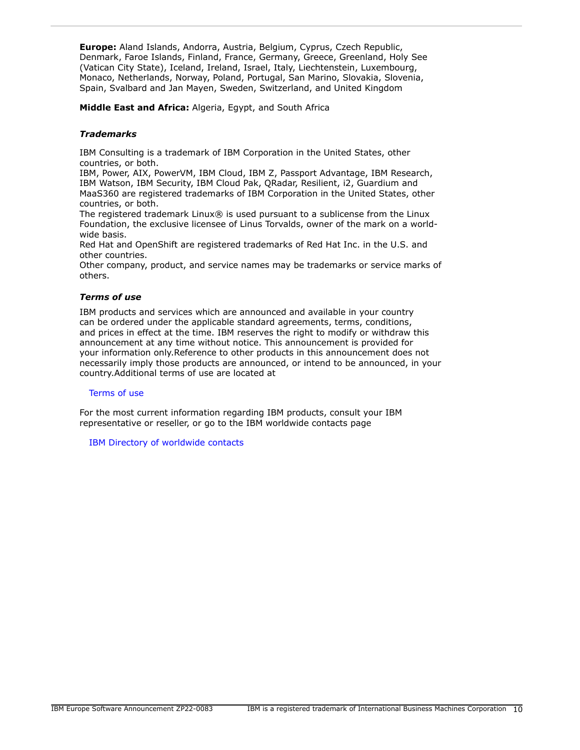**Europe:** Aland Islands, Andorra, Austria, Belgium, Cyprus, Czech Republic, Denmark, Faroe Islands, Finland, France, Germany, Greece, Greenland, Holy See (Vatican City State), Iceland, Ireland, Israel, Italy, Liechtenstein, Luxembourg, Monaco, Netherlands, Norway, Poland, Portugal, San Marino, Slovakia, Slovenia, Spain, Svalbard and Jan Mayen, Sweden, Switzerland, and United Kingdom

**Middle East and Africa:** Algeria, Egypt, and South Africa

### *Trademarks*

IBM Consulting is a trademark of IBM Corporation in the United States, other countries, or both.
IBM, Power, AIX, PowerVM, IBM Cloud, IBM Z, Passport Advantage, IBM Research, IBM Watson, IBM Security, IBM Cloud Pak, QRadar, Resilient, i2, Guardium and MaaS360 are registered trademarks of IBM Corporation in the United States, other countries, or both.
The registered trademark Linux® is used pursuant to a sublicense from the Linux Foundation, the exclusive licensee of Linus Torvalds, owner of the mark on a world-wide basis.
Red Hat and OpenShift are registered trademarks of Red Hat Inc. in the U.S. and other countries.
Other company, product, and service names may be trademarks or service marks of others.

### *Terms of use*

IBM products and services which are announced and available in your country can be ordered under the applicable standard agreements, terms, conditions, and prices in effect at the time. IBM reserves the right to modify or withdraw this announcement at any time without notice. This announcement is provided for your information only.Reference to other products in this announcement does not necessarily imply those products are announced, or intend to be announced, in your country.Additional terms of use are located at

Terms of use

For the most current information regarding IBM products, consult your IBM representative or reseller, or go to the IBM worldwide contacts page

IBM Directory of worldwide contacts